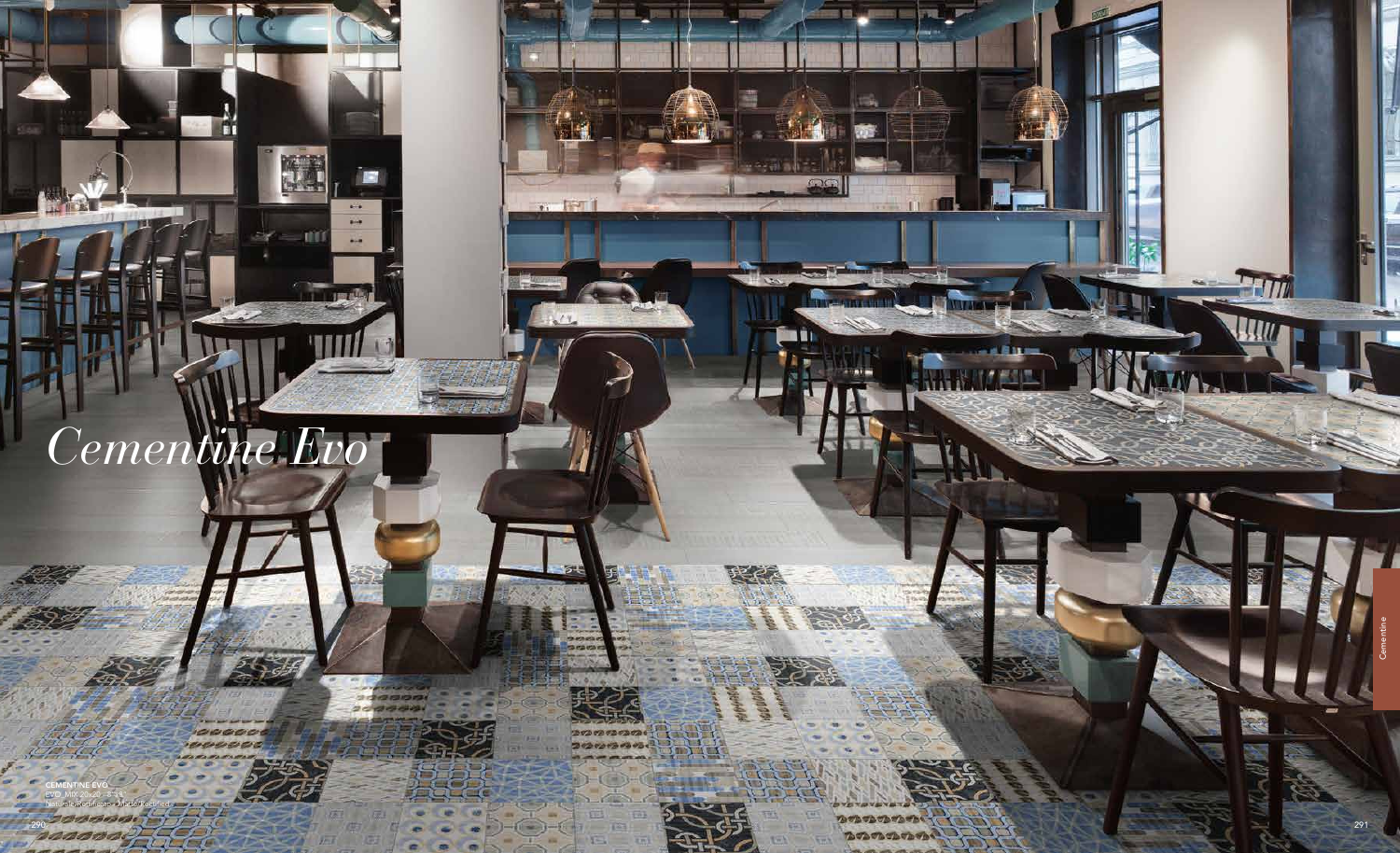# *Cementine Evo*

**CEMENTINE EVO**
EVO_MIX 20x20 - 8"x8"
Naturale/Rettificato - Matte/Rectified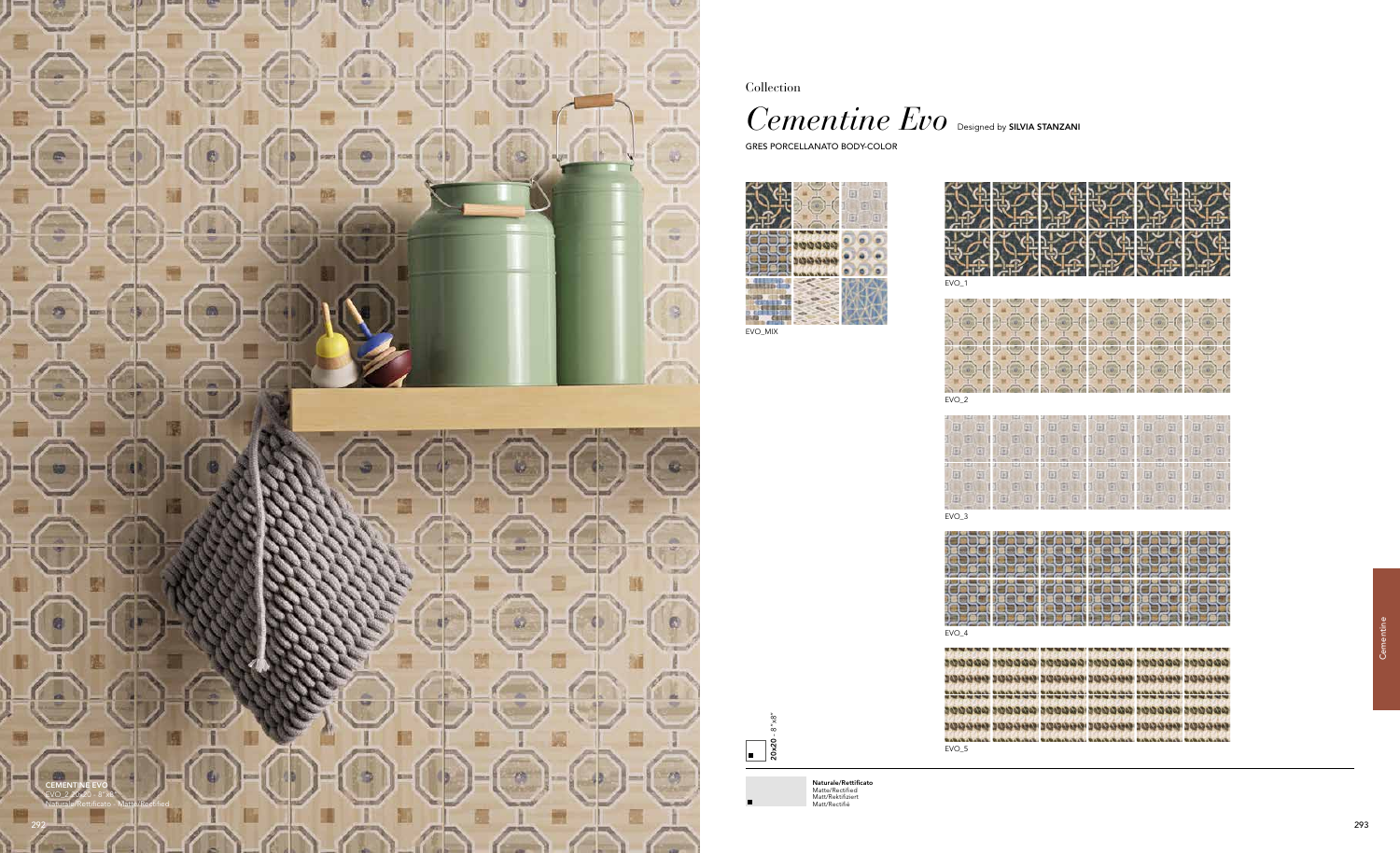Collection

# *Cementine Evo* Designed by **SILVIA STANZANI**

GRES PORCELLANATO BODY-COLOR

EVO_MIX

EVO_1

EVO_2

EVO_3

EVO_4

EVO_5

**20x20** - 8"x8"

**Naturale/Rettificato**
Matte/Rectified
Matt/Rektifiziert
Matt/Rectifié

**CEMENTINE EVO**
EVO_2 20x20 - 8"x8"
Naturale/Rettificato - Matte/Rectified

Cementine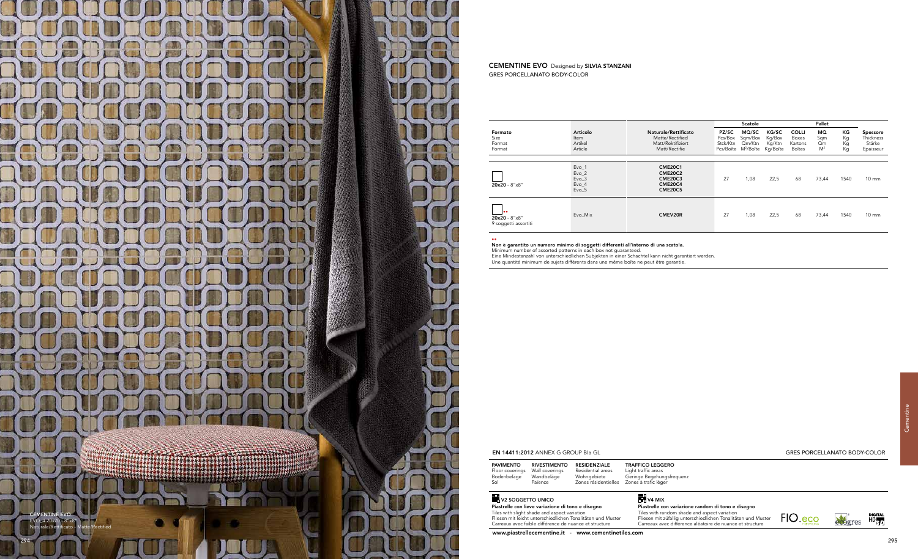CEMENTINE EVO
EVO_4 20x20 - 8"x8"
Naturale/Rettificato - Matte/Rectified

## CEMENTINE EVO Designed by SILVIA STANZANI

GRES PORCELLANATO BODY-COLOR

| Formato<br>Size<br>Format<br>Format | Articolo<br>Item<br>Artikel<br>Article | Naturale/Rettificato<br>Matte/Rectified<br>Matt/Rektifiziert<br>Matt/Rectifie | Scatole<br>PZ/SC<br>Pcs/Box<br>Stck/Ktn<br>Pcs/Boîte | MQ/SC<br>Sqm/Box<br>Qm/Ktn<br>M²/Boîte | KG/SC<br>Kg/Box<br>Kg/Ktn<br>Kg/Boîte | Pallet<br>COLLI<br>Boxes<br>Kartons<br>Boîtes | MQ<br>Sqm<br>Qm<br>M² | KG<br>Kg<br>Kg<br>Kg | Spessore<br>Thickness<br>Stärke<br>Epaisseur |
|---|---|---|---|---|---|---|---|---|---|
| 20x20 - 8"x8" | Evo_1<br>Evo_2<br>Evo_3<br>Evo_4<br>Evo_5 | CME20C1<br>CME20C2<br>CME20C3<br>CME20C4<br>CME20C5 | 27 | 1,08 | 22,5 | 68 | 73,44 | 1540 | 10 mm |
| •• 20x20 - 8"x8"<br>9 soggetti assortiti | Evo_Mix | CMEV20R | 27 | 1,08 | 22,5 | 68 | 73,44 | 1540 | 10 mm |

••

**Non è garantito un numero minimo di soggetti differenti all'interno di una scatola.**
Minimum number of assorted patterns in each box not guaranteed.
Eine Mindestanzahl von unterschiedlichen Subjekten in einer Schachtel kann nicht garantiert werden.
Une quantité minimum de sujets différents dans une même boîte ne peut être garantie.

**EN 14411:2012** ANNEX G GROUP BIa GL — GRES PORCELLANATO BODY-COLOR

| | | | |
|---|---|---|---|
| **PAVIMENTO**<br>Floor coverings<br>Bodenbeläge<br>Sol | **RIVESTIMENTO**<br>Wall coverings<br>Wandbeläge<br>Faience | **RESIDENZIALE**<br>Residential areas<br>Wohngebiete<br>Zones résidentielles | **TRAFFICO LEGGERO**<br>Light traffic areas<br>Geringe Begehungsfrequenz<br>Zones à trafic léger |

**V2 SOGGETTO UNICO**
**Piastrelle con lieve variazione di tono e disegno**
Tiles with slight shade and aspect variation
Fliesen mit leicht unterschiedlichen Tonalitäten und Muster
Carreaux avec faible différence de nuance et structure

**V4 MIX**
**Piastrelle con variazione random di tono e disegno**
Tiles with random shade and aspect variation
Fliesen mit zufällig unterschiedlichen Tonalitäten und Muster
Carreaux avec différence aléatoire de nuance et structure

FIO.eco ecogres DIGITAL HD

www.piastrellecementine.it - www.cementinetiles.com

Cementine